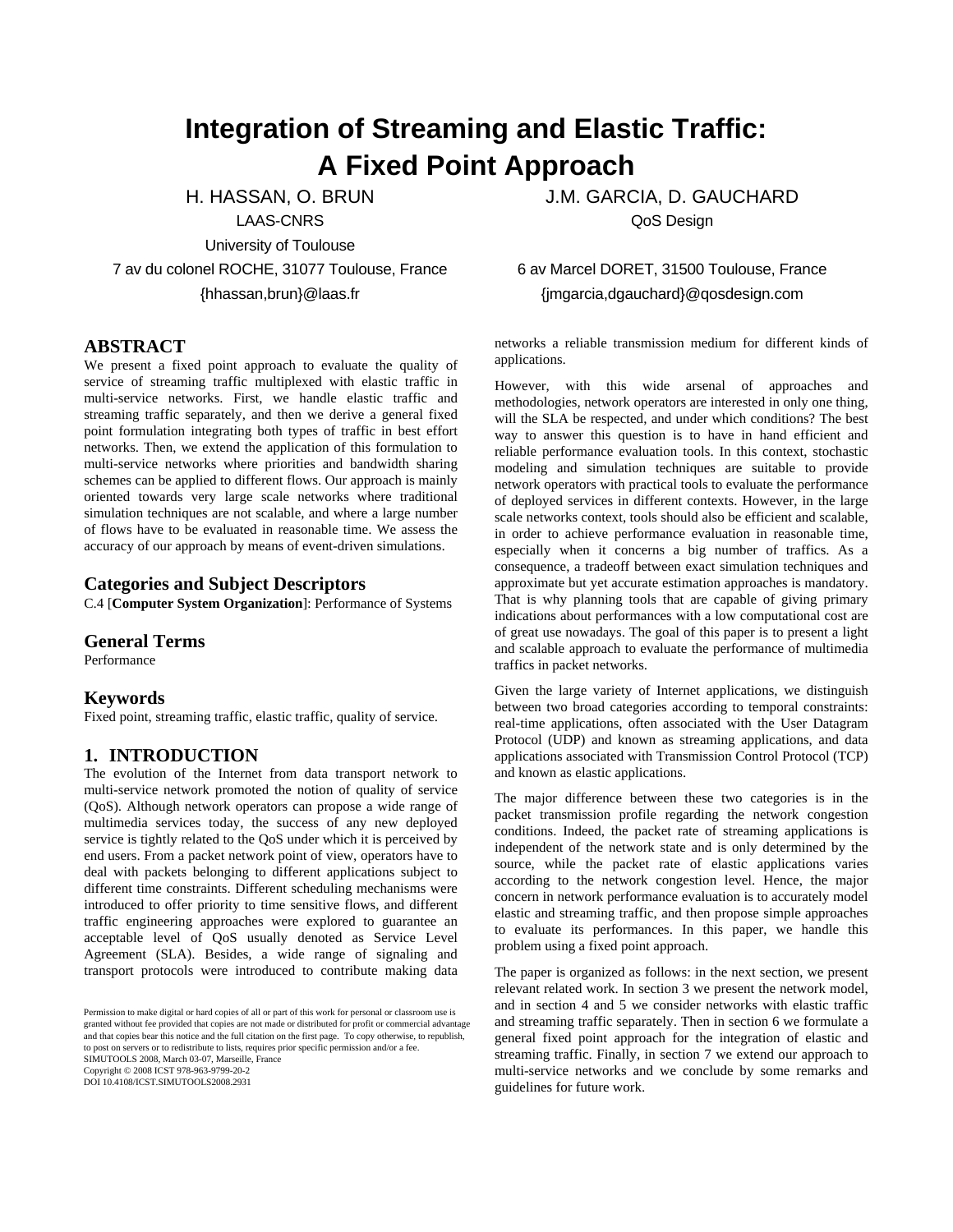# Integration of Streaming and Elastic Traffic: A Fixed Point Approach

H. HASSAN, O. BRUN
LAAS-CNRS
University of Toulouse
7 av du colonel ROCHE, 31077 Toulouse, France
{hhassan,brun}@laas.fr

J.M. GARCIA, D. GAUCHARD
QoS Design
6 av Marcel DORET, 31500 Toulouse, France
{jmgarcia,dgauchard}@qosdesign.com

## ABSTRACT

We present a fixed point approach to evaluate the quality of service of streaming traffic multiplexed with elastic traffic in multi-service networks. First, we handle elastic traffic and streaming traffic separately, and then we derive a general fixed point formulation integrating both types of traffic in best effort networks. Then, we extend the application of this formulation to multi-service networks where priorities and bandwidth sharing schemes can be applied to different flows. Our approach is mainly oriented towards very large scale networks where traditional simulation techniques are not scalable, and where a large number of flows have to be evaluated in reasonable time. We assess the accuracy of our approach by means of event-driven simulations.

## Categories and Subject Descriptors

C.4 [**Computer System Organization**]: Performance of Systems

## General Terms

Performance

## Keywords

Fixed point, streaming traffic, elastic traffic, quality of service.

## 1. INTRODUCTION

The evolution of the Internet from data transport network to multi-service network promoted the notion of quality of service (QoS). Although network operators can propose a wide range of multimedia services today, the success of any new deployed service is tightly related to the QoS under which it is perceived by end users. From a packet network point of view, operators have to deal with packets belonging to different applications subject to different time constraints. Different scheduling mechanisms were introduced to offer priority to time sensitive flows, and different traffic engineering approaches were explored to guarantee an acceptable level of QoS usually denoted as Service Level Agreement (SLA). Besides, a wide range of signaling and transport protocols were introduced to contribute making data networks a reliable transmission medium for different kinds of applications.

However, with this wide arsenal of approaches and methodologies, network operators are interested in only one thing, will the SLA be respected, and under which conditions? The best way to answer this question is to have in hand efficient and reliable performance evaluation tools. In this context, stochastic modeling and simulation techniques are suitable to provide network operators with practical tools to evaluate the performance of deployed services in different contexts. However, in the large scale networks context, tools should also be efficient and scalable, in order to achieve performance evaluation in reasonable time, especially when it concerns a big number of traffics. As a consequence, a tradeoff between exact simulation techniques and approximate but yet accurate estimation approaches is mandatory. That is why planning tools that are capable of giving primary indications about performances with a low computational cost are of great use nowadays. The goal of this paper is to present a light and scalable approach to evaluate the performance of multimedia traffics in packet networks.

Given the large variety of Internet applications, we distinguish between two broad categories according to temporal constraints: real-time applications, often associated with the User Datagram Protocol (UDP) and known as streaming applications, and data applications associated with Transmission Control Protocol (TCP) and known as elastic applications.

The major difference between these two categories is in the packet transmission profile regarding the network congestion conditions. Indeed, the packet rate of streaming applications is independent of the network state and is only determined by the source, while the packet rate of elastic applications varies according to the network congestion level. Hence, the major concern in network performance evaluation is to accurately model elastic and streaming traffic, and then propose simple approaches to evaluate its performances. In this paper, we handle this problem using a fixed point approach.

The paper is organized as follows: in the next section, we present relevant related work. In section 3 we present the network model, and in section 4 and 5 we consider networks with elastic traffic and streaming traffic separately. Then in section 6 we formulate a general fixed point approach for the integration of elastic and streaming traffic. Finally, in section 7 we extend our approach to multi-service networks and we conclude by some remarks and guidelines for future work.

Permission to make digital or hard copies of all or part of this work for personal or classroom use is granted without fee provided that copies are not made or distributed for profit or commercial advantage and that copies bear this notice and the full citation on the first page. To copy otherwise, to republish, to post on servers or to redistribute to lists, requires prior specific permission and/or a fee.
SIMUTOOLS 2008, March 03-07, Marseille, France
Copyright © 2008 ICST 978-963-9799-20-2
DOI 10.4108/ICST.SIMUTOOLS2008.2931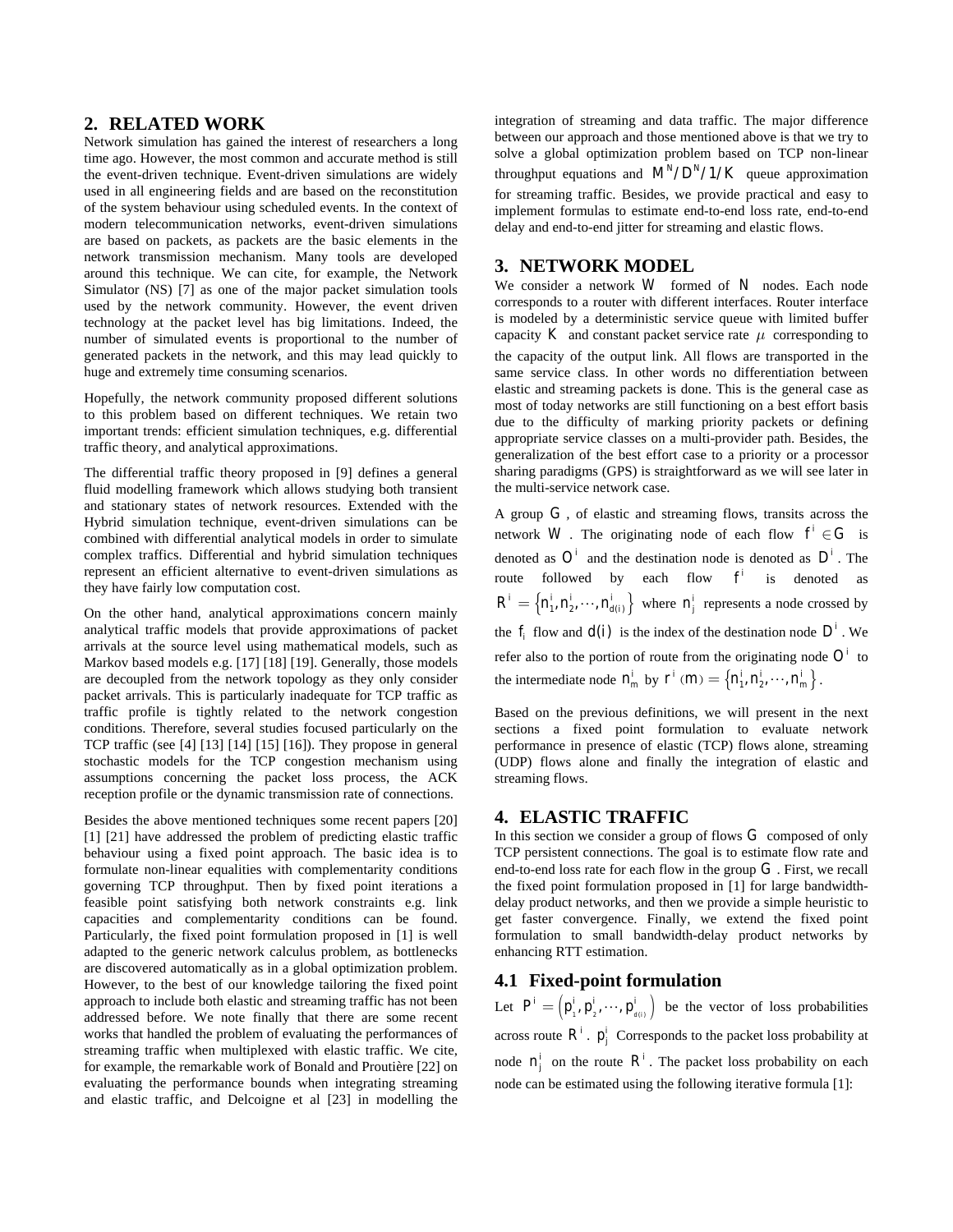## 2. RELATED WORK

Network simulation has gained the interest of researchers a long time ago. However, the most common and accurate method is still the event-driven technique. Event-driven simulations are widely used in all engineering fields and are based on the reconstitution of the system behaviour using scheduled events. In the context of modern telecommunication networks, event-driven simulations are based on packets, as packets are the basic elements in the network transmission mechanism. Many tools are developed around this technique. We can cite, for example, the Network Simulator (NS) [7] as one of the major packet simulation tools used by the network community. However, the event driven technology at the packet level has big limitations. Indeed, the number of simulated events is proportional to the number of generated packets in the network, and this may lead quickly to huge and extremely time consuming scenarios.

Hopefully, the network community proposed different solutions to this problem based on different techniques. We retain two important trends: efficient simulation techniques, e.g. differential traffic theory, and analytical approximations.

The differential traffic theory proposed in [9] defines a general fluid modelling framework which allows studying both transient and stationary states of network resources. Extended with the Hybrid simulation technique, event-driven simulations can be combined with differential analytical models in order to simulate complex traffics. Differential and hybrid simulation techniques represent an efficient alternative to event-driven simulations as they have fairly low computation cost.

On the other hand, analytical approximations concern mainly analytical traffic models that provide approximations of packet arrivals at the source level using mathematical models, such as Markov based models e.g. [17] [18] [19]. Generally, those models are decoupled from the network topology as they only consider packet arrivals. This is particularly inadequate for TCP traffic as traffic profile is tightly related to the network congestion conditions. Therefore, several studies focused particularly on the TCP traffic (see [4] [13] [14] [15] [16]). They propose in general stochastic models for the TCP congestion mechanism using assumptions concerning the packet loss process, the ACK reception profile or the dynamic transmission rate of connections.

Besides the above mentioned techniques some recent papers [20] [1] [21] have addressed the problem of predicting elastic traffic behaviour using a fixed point approach. The basic idea is to formulate non-linear equalities with complementarity conditions governing TCP throughput. Then by fixed point iterations a feasible point satisfying both network constraints e.g. link capacities and complementarity conditions can be found. Particularly, the fixed point formulation proposed in [1] is well adapted to the generic network calculus problem, as bottlenecks are discovered automatically as in a global optimization problem. However, to the best of our knowledge tailoring the fixed point approach to include both elastic and streaming traffic has not been addressed before. We note finally that there are some recent works that handled the problem of evaluating the performances of streaming traffic when multiplexed with elastic traffic. We cite, for example, the remarkable work of Bonald and Proutière [22] on evaluating the performance bounds when integrating streaming and elastic traffic, and Delcoigne et al [23] in modelling the integration of streaming and data traffic. The major difference between our approach and those mentioned above is that we try to solve a global optimization problem based on TCP non-linear throughput equations and $M^N/D^N/1/K$ queue approximation for streaming traffic. Besides, we provide practical and easy to implement formulas to estimate end-to-end loss rate, end-to-end delay and end-to-end jitter for streaming and elastic flows.

## 3. NETWORK MODEL

We consider a network $W$ formed of $N$ nodes. Each node corresponds to a router with different interfaces. Router interface is modeled by a deterministic service queue with limited buffer capacity $K$ and constant packet service rate $\mu$ corresponding to the capacity of the output link. All flows are transported in the same service class. In other words no differentiation between elastic and streaming packets is done. This is the general case as most of today networks are still functioning on a best effort basis due to the difficulty of marking priority packets or defining appropriate service classes on a multi-provider path. Besides, the generalization of the best effort case to a priority or a processor sharing paradigms (GPS) is straightforward as we will see later in the multi-service network case.

A group $G$, of elastic and streaming flows, transits across the network $W$. The originating node of each flow $f^i \in G$ is denoted as $O^i$ and the destination node is denoted as $D^i$. The route followed by each flow $f^i$ is denoted as $R^i = \{n_1^i, n_2^i, \cdots, n_{d(i)}^i\}$ where $n_j^i$ represents a node crossed by the $f_i$ flow and $d(i)$ is the index of the destination node $D^i$. We refer also to the portion of route from the originating node $O^i$ to the intermediate node $n_m^i$ by $r^i(m) = \{n_1^i, n_2^i, \cdots, n_m^i\}$.

Based on the previous definitions, we will present in the next sections a fixed point formulation to evaluate network performance in presence of elastic (TCP) flows alone, streaming (UDP) flows alone and finally the integration of elastic and streaming flows.

## 4. ELASTIC TRAFFIC

In this section we consider a group of flows $G$ composed of only TCP persistent connections. The goal is to estimate flow rate and end-to-end loss rate for each flow in the group $G$. First, we recall the fixed point formulation proposed in [1] for large bandwidth-delay product networks, and then we provide a simple heuristic to get faster convergence. Finally, we extend the fixed point formulation to small bandwidth-delay product networks by enhancing RTT estimation.

### 4.1 Fixed-point formulation

Let $P^i = \left(p_1^i, p_2^i, \cdots, p_{d(i)}^i\right)$ be the vector of loss probabilities across route $R^i$. $p_j^i$ Corresponds to the packet loss probability at node $n_j^i$ on the route $R^i$. The packet loss probability on each node can be estimated using the following iterative formula [1]: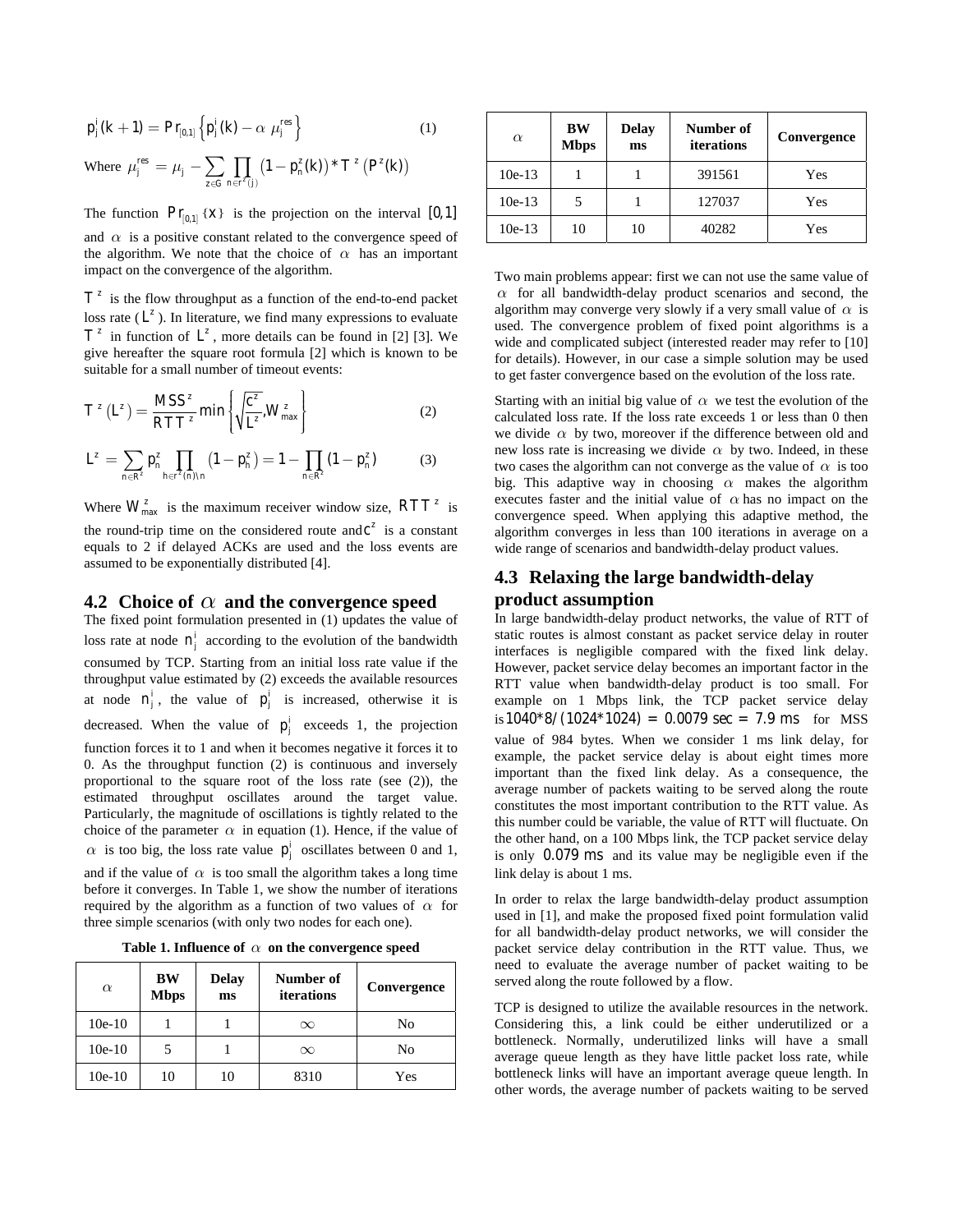$$p_j^i(k+1) = Pr_{[0,1]}\left\{p_j^i(k) - \alpha\, \mu_j^{res}\right\} \quad (1)$$

Where $\mu_j^{res} = \mu_j - \sum_{z \in G} \prod_{n \in r^z(j)} \left(1 - p_n^z(k)\right) * T^z\left(P^z(k)\right)$

The function $Pr_{[0,1]}\{x\}$ is the projection on the interval $[0,1]$ and $\alpha$ is a positive constant related to the convergence speed of the algorithm. We note that the choice of $\alpha$ has an important impact on the convergence of the algorithm.

$T^z$ is the flow throughput as a function of the end-to-end packet loss rate ($L^z$). In literature, we find many expressions to evaluate $T^z$ in function of $L^z$, more details can be found in [2] [3]. We give hereafter the square root formula [2] which is known to be suitable for a small number of timeout events:

$$T^z\left(L^z\right) = \frac{MSS^z}{RTT^z} \min\left\{\sqrt{\frac{c^z}{L^z}}, W_{max}^z\right\} \quad (2)$$

$$L^z = \sum_{n \in R^z} p_n^z \prod_{h \in r^z(n) \backslash n} \left(1 - p_h^z\right) = 1 - \prod_{n \in R^z} \left(1 - p_n^z\right) \quad (3)$$

Where $W_{max}^z$ is the maximum receiver window size, $RTT^z$ is the round-trip time on the considered route and $c^z$ is a constant equals to 2 if delayed ACKs are used and the loss events are assumed to be exponentially distributed [4].

## 4.2 Choice of $\alpha$ and the convergence speed

The fixed point formulation presented in (1) updates the value of loss rate at node $n_j^i$ according to the evolution of the bandwidth consumed by TCP. Starting from an initial loss rate value if the throughput value estimated by (2) exceeds the available resources at node $n_j^i$, the value of $p_j^i$ is increased, otherwise it is decreased. When the value of $p_j^i$ exceeds 1, the projection function forces it to 1 and when it becomes negative it forces it to 0. As the throughput function (2) is continuous and inversely proportional to the square root of the loss rate (see (2)), the estimated throughput oscillates around the target value. Particularly, the magnitude of oscillations is tightly related to the choice of the parameter $\alpha$ in equation (1). Hence, if the value of $\alpha$ is too big, the loss rate value $p_j^i$ oscillates between 0 and 1, and if the value of $\alpha$ is too small the algorithm takes a long time before it converges. In Table 1, we show the number of iterations required by the algorithm as a function of two values of $\alpha$ for three simple scenarios (with only two nodes for each one).

**Table 1. Influence of $\alpha$ on the convergence speed**

| $\alpha$ | BW Mbps | Delay ms | Number of iterations | Convergence |
|---|---|---|---|---|
| 10e-10 | 1 | 1 | $\infty$ | No |
| 10e-10 | 5 | 1 | $\infty$ | No |
| 10e-10 | 10 | 10 | 8310 | Yes |
| 10e-13 | 1 | 1 | 391561 | Yes |
| 10e-13 | 5 | 1 | 127037 | Yes |
| 10e-13 | 10 | 10 | 40282 | Yes |

Two main problems appear: first we can not use the same value of $\alpha$ for all bandwidth-delay product scenarios and second, the algorithm may converge very slowly if a very small value of $\alpha$ is used. The convergence problem of fixed point algorithms is a wide and complicated subject (interested reader may refer to [10] for details). However, in our case a simple solution may be used to get faster convergence based on the evolution of the loss rate.

Starting with an initial big value of $\alpha$ we test the evolution of the calculated loss rate. If the loss rate exceeds 1 or less than 0 then we divide $\alpha$ by two, moreover if the difference between old and new loss rate is increasing we divide $\alpha$ by two. Indeed, in these two cases the algorithm can not converge as the value of $\alpha$ is too big. This adaptive way in choosing $\alpha$ makes the algorithm executes faster and the initial value of $\alpha$ has no impact on the convergence speed. When applying this adaptive method, the algorithm converges in less than 100 iterations in average on a wide range of scenarios and bandwidth-delay product values.

## 4.3 Relaxing the large bandwidth-delay product assumption

In large bandwidth-delay product networks, the value of RTT of static routes is almost constant as packet service delay in router interfaces is negligible compared with the fixed link delay. However, packet service delay becomes an important factor in the RTT value when bandwidth-delay product is too small. For example on 1 Mbps link, the TCP packet service delay is $1040*8/(1024*1024) = 0.0079\ sec = 7.9\ ms$ for MSS value of 984 bytes. When we consider 1 ms link delay, for example, the packet service delay is about eight times more important than the fixed link delay. As a consequence, the average number of packets waiting to be served along the route constitutes the most important contribution to the RTT value. As this number could be variable, the value of RTT will fluctuate. On the other hand, on a 100 Mbps link, the TCP packet service delay is only $0.079\ ms$ and its value may be negligible even if the link delay is about 1 ms.

In order to relax the large bandwidth-delay product assumption used in [1], and make the proposed fixed point formulation valid for all bandwidth-delay product networks, we will consider the packet service delay contribution in the RTT value. Thus, we need to evaluate the average number of packet waiting to be served along the route followed by a flow.

TCP is designed to utilize the available resources in the network. Considering this, a link could be either underutilized or a bottleneck. Normally, underutilized links will have a small average queue length as they have little packet loss rate, while bottleneck links will have an important average queue length. In other words, the average number of packets waiting to be served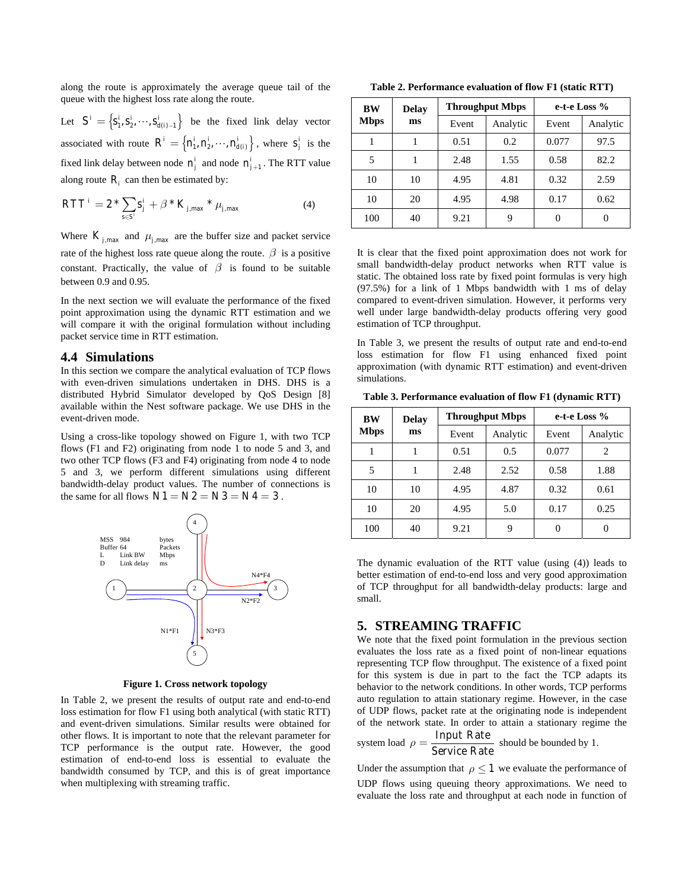along the route is approximately the average queue tail of the queue with the highest loss rate along the route.

Let $S^i = \{s_1^i, s_2^i, \cdots, s_{d(i)-1}^i\}$ be the fixed link delay vector associated with route $R^i = \{n_1^i, n_2^i, \cdots, n_{d(i)}^i\}$, where $s_j^i$ is the fixed link delay between node $n_j^i$ and node $n_{j+1}^i$. The RTT value along route $R_i$ can then be estimated by:

$$RTT^i = 2 * \sum_{s \in S^i} s_j^i + \beta * K_{j,max} * \mu_{j,max} \quad (4)$$

Where $K_{j,max}$ and $\mu_{j,max}$ are the buffer size and packet service rate of the highest loss rate queue along the route. $\beta$ is a positive constant. Practically, the value of $\beta$ is found to be suitable between 0.9 and 0.95.

In the next section we will evaluate the performance of the fixed point approximation using the dynamic RTT estimation and we will compare it with the original formulation without including packet service time in RTT estimation.

## 4.4 Simulations

In this section we compare the analytical evaluation of TCP flows with even-driven simulations undertaken in DHS. DHS is a distributed Hybrid Simulator developed by QoS Design [8] available within the Nest software package. We use DHS in the event-driven mode.

Using a cross-like topology showed on Figure 1, with two TCP flows (F1 and F2) originating from node 1 to node 5 and 3, and two other TCP flows (F3 and F4) originating from node 4 to node 5 and 3, we perform different simulations using different bandwidth-delay product values. The number of connections is the same for all flows $N1 = N2 = N3 = 3$.

MSS 984 bytes
Buffer 64 Packets
L Link BW Mbps
D Link delay ms

**Figure 1. Cross network topology**

In Table 2, we present the results of output rate and end-to-end loss estimation for flow F1 using both analytical (with static RTT) and event-driven simulations. Similar results were obtained for other flows. It is important to note that the relevant parameter for TCP performance is the output rate. However, the good estimation of end-to-end loss is essential to evaluate the bandwidth consumed by TCP, and this is of great importance when multiplexing with streaming traffic.

**Table 2. Performance evaluation of flow F1 (static RTT)**

| BW Mbps | Delay ms | Throughput Mbps | | e-t-e Loss % | |
|---|---|---|---|---|---|
| | | Event | Analytic | Event | Analytic |
| 1 | 1 | 0.51 | 0.2 | 0.077 | 97.5 |
| 5 | 1 | 2.48 | 1.55 | 0.58 | 82.2 |
| 10 | 10 | 4.95 | 4.81 | 0.32 | 2.59 |
| 10 | 20 | 4.95 | 4.98 | 0.17 | 0.62 |
| 100 | 40 | 9.21 | 9 | 0 | 0 |

It is clear that the fixed point approximation does not work for small bandwidth-delay product networks when RTT value is static. The obtained loss rate by fixed point formulas is very high (97.5%) for a link of 1 Mbps bandwidth with 1 ms of delay compared to event-driven simulation. However, it performs very well under large bandwidth-delay products offering very good estimation of TCP throughput.

In Table 3, we present the results of output rate and end-to-end loss estimation for flow F1 using enhanced fixed point approximation (with dynamic RTT estimation) and event-driven simulations.

**Table 3. Performance evaluation of flow F1 (dynamic RTT)**

| BW Mbps | Delay ms | Throughput Mbps | | e-t-e Loss % | |
|---|---|---|---|---|---|
| | | Event | Analytic | Event | Analytic |
| 1 | 1 | 0.51 | 0.5 | 0.077 | 2 |
| 5 | 1 | 2.48 | 2.52 | 0.58 | 1.88 |
| 10 | 10 | 4.95 | 4.87 | 0.32 | 0.61 |
| 10 | 20 | 4.95 | 5.0 | 0.17 | 0.25 |
| 100 | 40 | 9.21 | 9 | 0 | 0 |

The dynamic evaluation of the RTT value (using (4)) leads to better estimation of end-to-end loss and very good approximation of TCP throughput for all bandwidth-delay products: large and small.

# 5. STREAMING TRAFFIC

We note that the fixed point formulation in the previous section evaluates the loss rate as a fixed point of non-linear equations representing TCP flow throughput. The existence of a fixed point for this system is due in part to the fact the TCP adapts its behavior to the network conditions. In other words, TCP performs auto regulation to attain stationary regime. However, in the case of UDP flows, packet rate at the originating node is independent of the network state. In order to attain a stationary regime the system load $\rho = \dfrac{\text{Input Rate}}{\text{Service Rate}}$ should be bounded by 1.

Under the assumption that $\rho \leq 1$ we evaluate the performance of UDP flows using queuing theory approximations. We need to evaluate the loss rate and throughput at each node in function of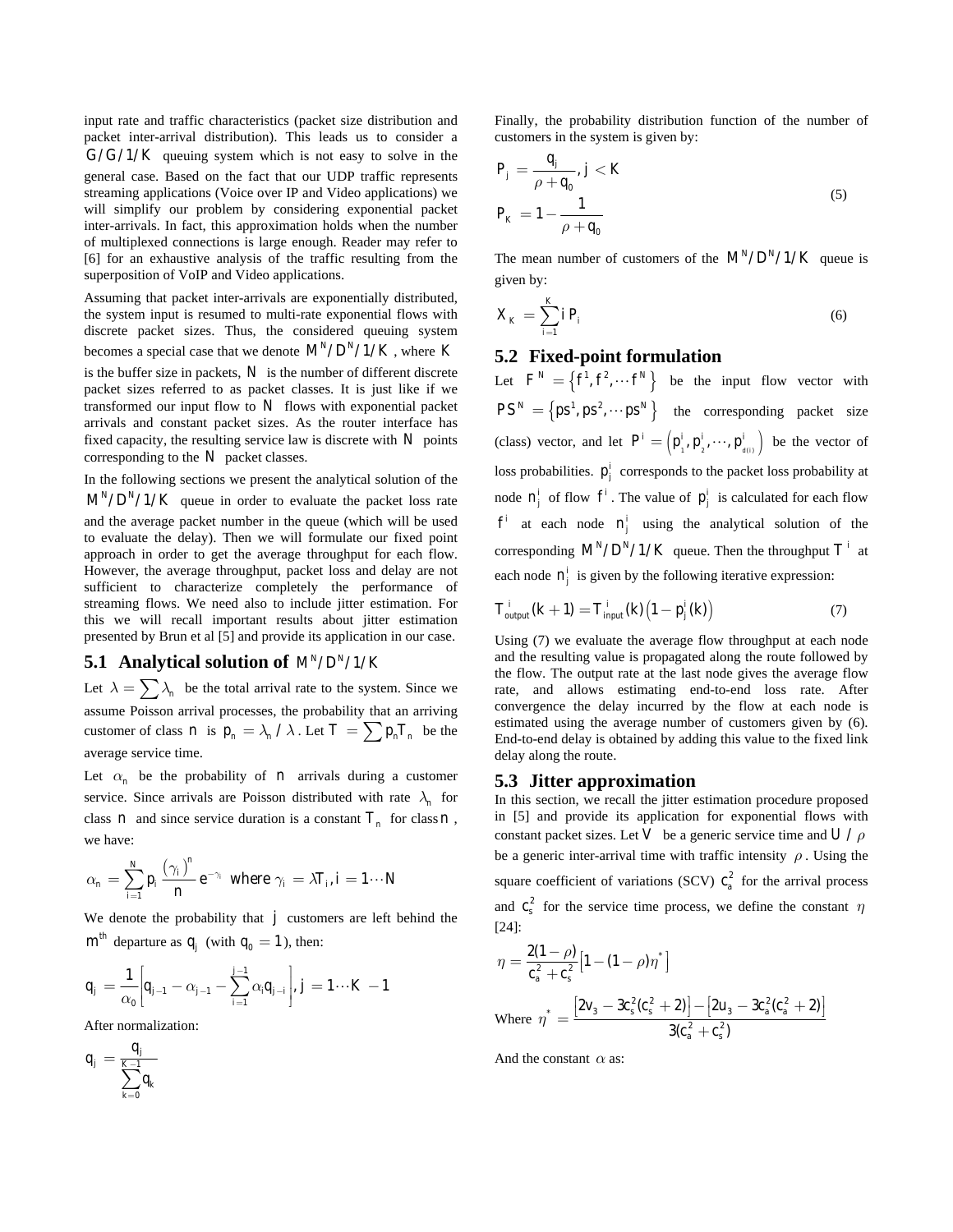input rate and traffic characteristics (packet size distribution and packet inter-arrival distribution). This leads us to consider a $G/G/1/K$ queuing system which is not easy to solve in the general case. Based on the fact that our UDP traffic represents streaming applications (Voice over IP and Video applications) we will simplify our problem by considering exponential packet inter-arrivals. In fact, this approximation holds when the number of multiplexed connections is large enough. Reader may refer to [6] for an exhaustive analysis of the traffic resulting from the superposition of VoIP and Video applications.

Assuming that packet inter-arrivals are exponentially distributed, the system input is resumed to multi-rate exponential flows with discrete packet sizes. Thus, the considered queuing system becomes a special case that we denote $M^N/D^N/1/K$, where $K$ is the buffer size in packets, $N$ is the number of different discrete packet sizes referred to as packet classes. It is just like if we transformed our input flow to $N$ flows with exponential packet arrivals and constant packet sizes. As the router interface has fixed capacity, the resulting service law is discrete with $N$ points corresponding to the $N$ packet classes.

In the following sections we present the analytical solution of the $M^N/D^N/1/K$ queue in order to evaluate the packet loss rate and the average packet number in the queue (which will be used to evaluate the delay). Then we will formulate our fixed point approach in order to get the average throughput for each flow. However, the average throughput, packet loss and delay are not sufficient to characterize completely the performance of streaming flows. We need also to include jitter estimation. For this we will recall important results about jitter estimation presented by Brun et al [5] and provide its application in our case.

## 5.1 Analytical solution of $M^N/D^N/1/K$

Let $\lambda = \sum \lambda_n$ be the total arrival rate to the system. Since we assume Poisson arrival processes, the probability that an arriving customer of class $n$ is $p_n = \lambda_n / \lambda$. Let $T = \sum p_n T_n$ be the average service time.

Let $\alpha_n$ be the probability of $n$ arrivals during a customer service. Since arrivals are Poisson distributed with rate $\lambda_n$ for class $n$ and since service duration is a constant $T_n$ for class $n$, we have:

$$\alpha_n = \sum_{i=1}^{N} p_i \frac{(\gamma_i)^n}{n} e^{-\gamma_i} \quad \text{where } \gamma_i = \lambda T_i, i = 1 \cdots N$$

We denote the probability that $j$ customers are left behind the $m^{th}$ departure as $q_j$ (with $q_0 = 1$), then:

$$q_j = \frac{1}{\alpha_0}\left[q_{j-1} - \alpha_{j-1} - \sum_{i=1}^{j-1} \alpha_i q_{j-i}\right], j = 1 \cdots K-1$$

After normalization:

$$q_j = \frac{q_j}{\sum_{k=0}^{K-1} q_k}$$

Finally, the probability distribution function of the number of customers in the system is given by:

$$P_j = \frac{q_j}{\rho + q_0}, j < K$$
$$P_K = 1 - \frac{1}{\rho + q_0} \tag{5}$$

The mean number of customers of the $M^N/D^N/1/K$ queue is given by:

$$X_K = \sum_{i=1}^{K} i P_i \tag{6}$$

## 5.2 Fixed-point formulation

Let $F^N = \{f^1, f^2, \cdots f^N\}$ be the input flow vector with $PS^N = \{ps^1, ps^2, \cdots ps^N\}$ the corresponding packet size (class) vector, and let $P^i = \left(p^i_1, p^i_2, \cdots, p^i_{d(i)}\right)$ be the vector of loss probabilities. $p^i_j$ corresponds to the packet loss probability at node $n^i_j$ of flow $f^i$. The value of $p^i_j$ is calculated for each flow $f^i$ at each node $n^i_j$ using the analytical solution of the corresponding $M^N/D^N/1/K$ queue. Then the throughput $T^i$ at each node $n^i_j$ is given by the following iterative expression:

$$T^i_{output}(k+1) = T^i_{input}(k)\left(1 - p^i_j(k)\right) \tag{7}$$

Using (7) we evaluate the average flow throughput at each node and the resulting value is propagated along the route followed by the flow. The output rate at the last node gives the average flow rate, and allows estimating end-to-end loss rate. After convergence the delay incurred by the flow at each node is estimated using the average number of customers given by (6). End-to-end delay is obtained by adding this value to the fixed link delay along the route.

## 5.3 Jitter approximation

In this section, we recall the jitter estimation procedure proposed in [5] and provide its application for exponential flows with constant packet sizes. Let $V$ be a generic service time and $U/\rho$ be a generic inter-arrival time with traffic intensity $\rho$. Using the square coefficient of variations (SCV) $c_a^2$ for the arrival process and $c_s^2$ for the service time process, we define the constant $\eta$ [24]:

$$\eta = \frac{2(1-\rho)}{c_a^2 + c_s^2}\left[1 - (1-\rho)\eta^*\right]$$

Where $\eta^* = \dfrac{\left[2v_3 - 3c_s^2(c_s^2+2)\right] - \left[2u_3 - 3c_a^2(c_a^2+2)\right]}{3(c_a^2 + c_s^2)}$

And the constant $\alpha$ as: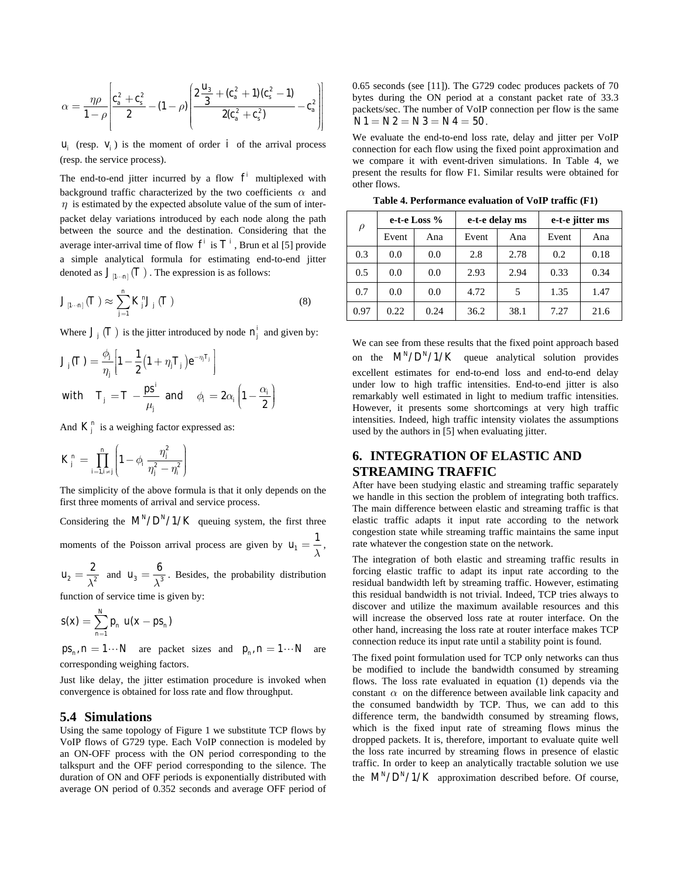$$\alpha = \frac{\eta\rho}{1-\rho}\left[\frac{c_a^2 + c_s^2}{2} - (1-\rho)\left(\frac{2\frac{u_3}{3} + (c_a^2+1)(c_s^2-1)}{2(c_a^2+c_s^2)} - c_a^2\right)\right]$$

$u_i$ (resp. $v_i$) is the moment of order $i$ of the arrival process (resp. the service process).

The end-to-end jitter incurred by a flow $f^i$ multiplexed with background traffic characterized by the two coefficients $\alpha$ and $\eta$ is estimated by the expected absolute value of the sum of inter-packet delay variations introduced by each node along the path between the source and the destination. Considering that the average inter-arrival time of flow $f^i$ is $T^i$, Brun et al [5] provide a simple analytical formula for estimating end-to-end jitter denoted as $J_{[1\cdots n]}(T)$. The expression is as follows:

$$J_{[1\cdots n]}(T) \approx \sum_{j=1}^{n} K_j^n J_j(T) \qquad (8)$$

Where $J_j(T)$ is the jitter introduced by node $n_j^i$ and given by:

$$J_j(T) = \frac{\phi_j}{\eta_j}\left[1 - \frac{1}{2}\left(1+\eta_j T_j\right)e^{-\eta_j T_j}\right]$$

$$\text{with} \quad T_j = T - \frac{ps^i}{\mu_j} \quad \text{and} \quad \phi_i = 2\alpha_i\left(1 - \frac{\alpha_i}{2}\right)$$

And $K_j^n$ is a weighing factor expressed as:

$$K_j^n = \prod_{i=1, i\neq j}^{n}\left(1 - \phi_i \frac{\eta_j^2}{\eta_j^2 - \eta_i^2}\right)$$

The simplicity of the above formula is that it only depends on the first three moments of arrival and service process.

Considering the $M^N/D^N/1/K$ queuing system, the first three moments of the Poisson arrival process are given by $u_1 = \frac{1}{\lambda}$, $u_2 = \frac{2}{\lambda^2}$ and $u_3 = \frac{6}{\lambda^3}$. Besides, the probability distribution function of service time is given by:

$$s(x) = \sum_{n=1}^{N} p_n \, u(x - ps_n)$$

$ps_n, n = 1\cdots N$ are packet sizes and $p_n, n = 1\cdots N$ are corresponding weighing factors.

Just like delay, the jitter estimation procedure is invoked when convergence is obtained for loss rate and flow throughput.

## 5.4 Simulations

Using the same topology of Figure 1 we substitute TCP flows by VoIP flows of G729 type. Each VoIP connection is modeled by an ON-OFF process with the ON period corresponding to the talkspurt and the OFF period corresponding to the silence. The duration of ON and OFF periods is exponentially distributed with average ON period of 0.352 seconds and average OFF period of 0.65 seconds (see [11]). The G729 codec produces packets of 70 bytes during the ON period at a constant packet rate of 33.3 packets/sec. The number of VoIP connection per flow is the same $N1 = N2 = N3 = N4 = 50$.

We evaluate the end-to-end loss rate, delay and jitter per VoIP connection for each flow using the fixed point approximation and we compare it with event-driven simulations. In Table 4, we present the results for flow F1. Similar results were obtained for other flows.

**Table 4. Performance evaluation of VoIP traffic (F1)**

| $\rho$ | e-t-e Loss % | | e-t-e delay ms | | e-t-e jitter ms | |
|---|---|---|---|---|---|---|
| | Event | Ana | Event | Ana | Event | Ana |
| 0.3 | 0.0 | 0.0 | 2.8 | 2.78 | 0.2 | 0.18 |
| 0.5 | 0.0 | 0.0 | 2.93 | 2.94 | 0.33 | 0.34 |
| 0.7 | 0.0 | 0.0 | 4.72 | 5 | 1.35 | 1.47 |
| 0.97 | 0.22 | 0.24 | 36.2 | 38.1 | 7.27 | 21.6 |

We can see from these results that the fixed point approach based on the $M^N/D^N/1/K$ queue analytical solution provides excellent estimates for end-to-end loss and end-to-end delay under low to high traffic intensities. End-to-end jitter is also remarkably well estimated in light to medium traffic intensities. However, it presents some shortcomings at very high traffic intensities. Indeed, high traffic intensity violates the assumptions used by the authors in [5] when evaluating jitter.

# 6. INTEGRATION OF ELASTIC AND STREAMING TRAFFIC

After have been studying elastic and streaming traffic separately we handle in this section the problem of integrating both traffics. The main difference between elastic and streaming traffic is that elastic traffic adapts it input rate according to the network congestion state while streaming traffic maintains the same input rate whatever the congestion state on the network.

The integration of both elastic and streaming traffic results in forcing elastic traffic to adapt its input rate according to the residual bandwidth left by streaming traffic. However, estimating this residual bandwidth is not trivial. Indeed, TCP tries always to discover and utilize the maximum available resources and this will increase the observed loss rate at router interface. On the other hand, increasing the loss rate at router interface makes TCP connection reduce its input rate until a stability point is found.

The fixed point formulation used for TCP only networks can thus be modified to include the bandwidth consumed by streaming flows. The loss rate evaluated in equation (1) depends via the constant $\alpha$ on the difference between available link capacity and the consumed bandwidth by TCP. Thus, we can add to this difference term, the bandwidth consumed by streaming flows, which is the fixed input rate of streaming flows minus the dropped packets. It is, therefore, important to evaluate quite well the loss rate incurred by streaming flows in presence of elastic traffic. In order to keep an analytically tractable solution we use the $M^N/D^N/1/K$ approximation described before. Of course,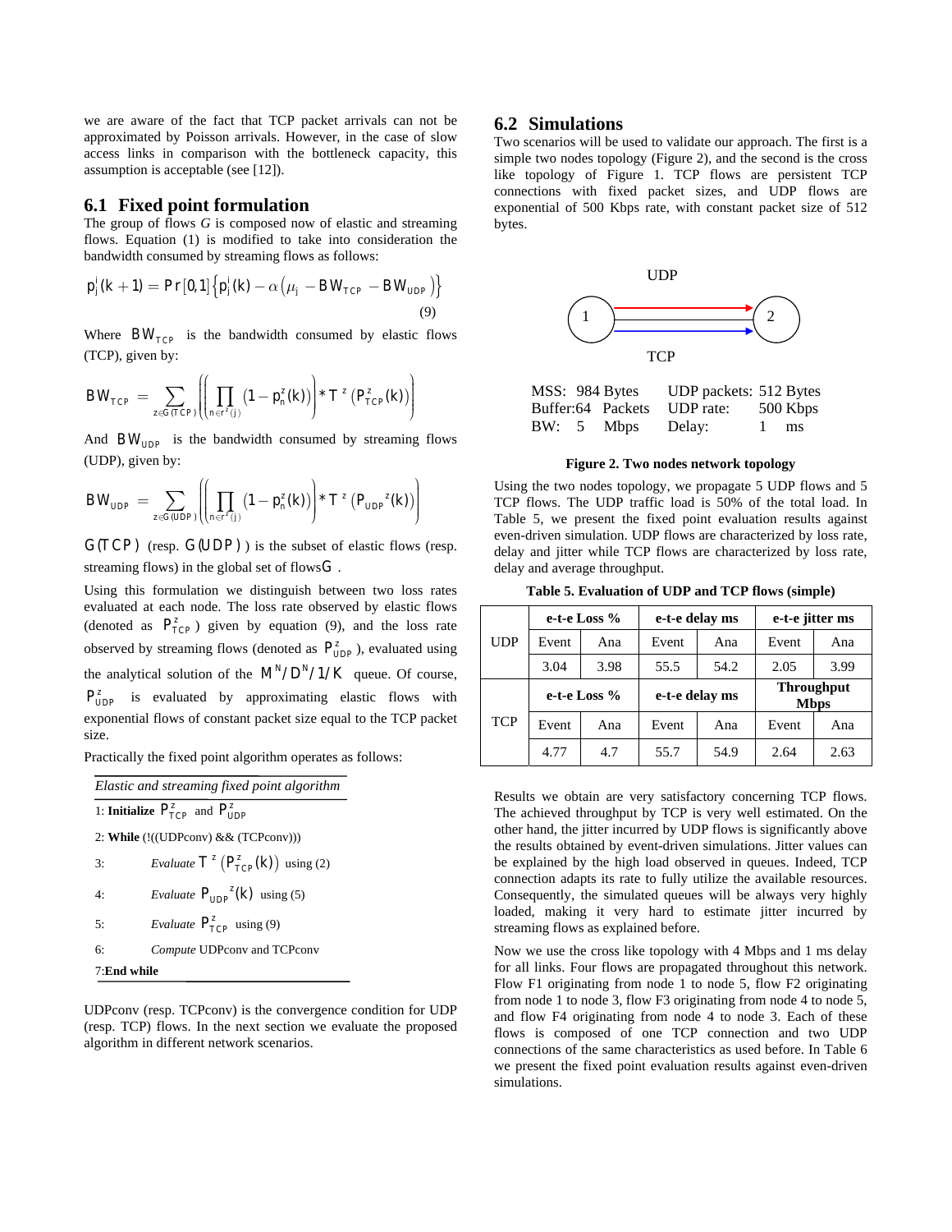we are aware of the fact that TCP packet arrivals can not be approximated by Poisson arrivals. However, in the case of slow access links in comparison with the bottleneck capacity, this assumption is acceptable (see [12]).

## 6.1 Fixed point formulation

The group of flows *G* is composed now of elastic and streaming flows. Equation (1) is modified to take into consideration the bandwidth consumed by streaming flows as follows:

$$p_j^i(k+1) = Pr[0,1]\left\{p_j^i(k) - \alpha\left(\mu_j - BW_{TCP} - BW_{UDP}\right)\right\} \tag{9}$$

Where $BW_{TCP}$ is the bandwidth consumed by elastic flows (TCP), given by:

$$BW_{TCP} = \sum_{z \in G(TCP)} \left( \left( \prod_{n \in r^z(j)} \left(1 - p_n^z(k)\right) \right) * T^z\left(P_{TCP}^z(k)\right) \right)$$

And $BW_{UDP}$ is the bandwidth consumed by streaming flows (UDP), given by:

$$BW_{UDP} = \sum_{z \in G(UDP)} \left( \left( \prod_{n \in r^z(j)} \left(1 - p_n^z(k)\right) \right) * T^z\left(P_{UDP}{}^z(k)\right) \right)$$

$G(TCP)$ (resp. $G(UDP)$) is the subset of elastic flows (resp. streaming flows) in the global set of flows $G$.

Using this formulation we distinguish between two loss rates evaluated at each node. The loss rate observed by elastic flows (denoted as $P_{TCP}^z$) given by equation (9), and the loss rate observed by streaming flows (denoted as $P_{UDP}^z$), evaluated using the analytical solution of the $M^N/D^N/1/K$ queue. Of course, $P_{UDP}^z$ is evaluated by approximating elastic flows with exponential flows of constant packet size equal to the TCP packet size.

Practically the fixed point algorithm operates as follows:

*Elastic and streaming fixed point algorithm*

1: **Initialize** $P_{TCP}^z$ and $P_{UDP}^z$

2: **While** (!((UDPconv) && (TCPconv)))

3: *Evaluate* $T^z\left(P_{TCP}^z(k)\right)$ using (2)

4: *Evaluate* $P_{UDP}{}^z(k)$ using (5)

5: *Evaluate* $P_{TCP}^z$ using (9)

6: *Compute* UDPconv and TCPconv

7: **End while**

UDPconv (resp. TCPconv) is the convergence condition for UDP (resp. TCP) flows. In the next section we evaluate the proposed algorithm in different network scenarios.

## 6.2 Simulations

Two scenarios will be used to validate our approach. The first is a simple two nodes topology (Figure 2), and the second is the cross like topology of Figure 1. TCP flows are persistent TCP connections with fixed packet sizes, and UDP flows are exponential of 500 Kbps rate, with constant packet size of 512 bytes.

UDP

1 → 2

TCP

MSS: 984 Bytes   UDP packets: 512 Bytes
Buffer: 64 Packets   UDP rate: 500 Kbps
BW: 5 Mbps   Delay: 1 ms

**Figure 2. Two nodes network topology**

Using the two nodes topology, we propagate 5 UDP flows and 5 TCP flows. The UDP traffic load is 50% of the total load. In Table 5, we present the fixed point evaluation results against even-driven simulation. UDP flows are characterized by loss rate, delay and jitter while TCP flows are characterized by loss rate, delay and average throughput.

**Table 5. Evaluation of UDP and TCP flows (simple)**

| | e-t-e Loss % | | e-t-e delay ms | | e-t-e jitter ms | |
|---|---|---|---|---|---|---|
| UDP | Event | Ana | Event | Ana | Event | Ana |
| | 3.04 | 3.98 | 55.5 | 54.2 | 2.05 | 3.99 |
| | **e-t-e Loss %** | | **e-t-e delay ms** | | **Throughput Mbps** | |
| TCP | Event | Ana | Event | Ana | Event | Ana |
| | 4.77 | 4.7 | 55.7 | 54.9 | 2.64 | 2.63 |

Results we obtain are very satisfactory concerning TCP flows. The achieved throughput by TCP is very well estimated. On the other hand, the jitter incurred by UDP flows is significantly above the results obtained by event-driven simulations. Jitter values can be explained by the high load observed in queues. Indeed, TCP connection adapts its rate to fully utilize the available resources. Consequently, the simulated queues will be always very highly loaded, making it very hard to estimate jitter incurred by streaming flows as explained before.

Now we use the cross like topology with 4 Mbps and 1 ms delay for all links. Four flows are propagated throughout this network. Flow F1 originating from node 1 to node 5, flow F2 originating from node 1 to node 3, flow F3 originating from node 4 to node 5, and flow F4 originating from node 4 to node 3. Each of these flows is composed of one TCP connection and two UDP connections of the same characteristics as used before. In Table 6 we present the fixed point evaluation results against even-driven simulations.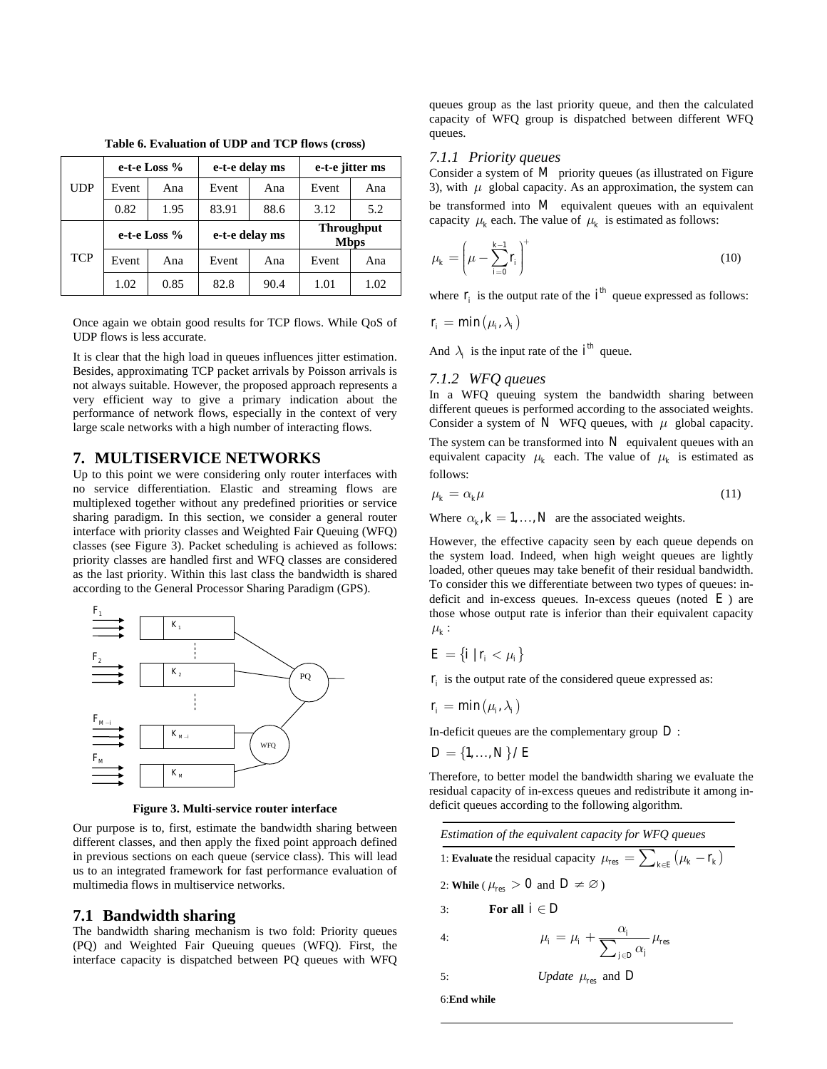**Table 6. Evaluation of UDP and TCP flows (cross)**

| | e-t-e Loss % | | e-t-e delay ms | | e-t-e jitter ms | |
|---|---|---|---|---|---|---|
| UDP | Event | Ana | Event | Ana | Event | Ana |
| | 0.82 | 1.95 | 83.91 | 88.6 | 3.12 | 5.2 |
| | e-t-e Loss % | | e-t-e delay ms | | Throughput Mbps | |
| TCP | Event | Ana | Event | Ana | Event | Ana |
| | 1.02 | 0.85 | 82.8 | 90.4 | 1.01 | 1.02 |

Once again we obtain good results for TCP flows. While QoS of UDP flows is less accurate.

It is clear that the high load in queues influences jitter estimation. Besides, approximating TCP packet arrivals by Poisson arrivals is not always suitable. However, the proposed approach represents a very efficient way to give a primary indication about the performance of network flows, especially in the context of very large scale networks with a high number of interacting flows.

## 7. MULTISERVICE NETWORKS

Up to this point we were considering only router interfaces with no service differentiation. Elastic and streaming flows are multiplexed together without any predefined priorities or service sharing paradigm. In this section, we consider a general router interface with priority classes and Weighted Fair Queuing (WFQ) classes (see Figure 3). Packet scheduling is achieved as follows: priority classes are handled first and WFQ classes are considered as the last priority. Within this last class the bandwidth is shared according to the General Processor Sharing Paradigm (GPS).

**Figure 3. Multi-service router interface**

Our purpose is to, first, estimate the bandwidth sharing between different classes, and then apply the fixed point approach defined in previous sections on each queue (service class). This will lead us to an integrated framework for fast performance evaluation of multimedia flows in multiservice networks.

### 7.1 Bandwidth sharing

The bandwidth sharing mechanism is two fold: Priority queues (PQ) and Weighted Fair Queuing queues (WFQ). First, the interface capacity is dispatched between PQ queues with WFQ queues group as the last priority queue, and then the calculated capacity of WFQ group is dispatched between different WFQ queues.

#### *7.1.1 Priority queues*

Consider a system of $M$ priority queues (as illustrated on Figure 3), with $\mu$ global capacity. As an approximation, the system can be transformed into $M$ equivalent queues with an equivalent capacity $\mu_k$ each. The value of $\mu_k$ is estimated as follows:

$$\mu_k = \left(\mu - \sum_{i=0}^{k-1} r_i\right)^+ \qquad (10)$$

where $r_i$ is the output rate of the $i^{th}$ queue expressed as follows:

$$r_i = \min(\mu_i, \lambda_i)$$

And $\lambda_i$ is the input rate of the $i^{th}$ queue.

#### *7.1.2 WFQ queues*

In a WFQ queuing system the bandwidth sharing between different queues is performed according to the associated weights. Consider a system of $N$ WFQ queues, with $\mu$ global capacity. The system can be transformed into $N$ equivalent queues with an equivalent capacity $\mu_k$ each. The value of $\mu_k$ is estimated as follows:

$$\mu_k = \alpha_k \mu \qquad (11)$$

Where $\alpha_k, k = 1, \ldots, N$ are the associated weights.

However, the effective capacity seen by each queue depends on the system load. Indeed, when high weight queues are lightly loaded, other queues may take benefit of their residual bandwidth. To consider this we differentiate between two types of queues: in-deficit and in-excess queues. In-excess queues (noted $E$) are those whose output rate is inferior than their equivalent capacity $\mu_k$:

$$E = \{i \mid r_i < \mu_i\}$$

$r_i$ is the output rate of the considered queue expressed as:

$$r_i = \min(\mu_i, \lambda_i)$$

In-deficit queues are the complementary group $D$:

$$D = \{1, \ldots, N\} / E$$

Therefore, to better model the bandwidth sharing we evaluate the residual capacity of in-excess queues and redistribute it among in-deficit queues according to the following algorithm.

*Estimation of the equivalent capacity for WFQ queues*

1: **Evaluate** the residual capacity $\mu_{res} = \sum_{k \in E} (\mu_k - r_k)$

2: **While** ( $\mu_{res} > 0$ and $D \neq \varnothing$ )

3: **For all** $i \in D$

4: $\mu_i = \mu_i + \dfrac{\alpha_i}{\sum_{j \in D} \alpha_j} \mu_{res}$

5: *Update* $\mu_{res}$ and $D$

6: **End while**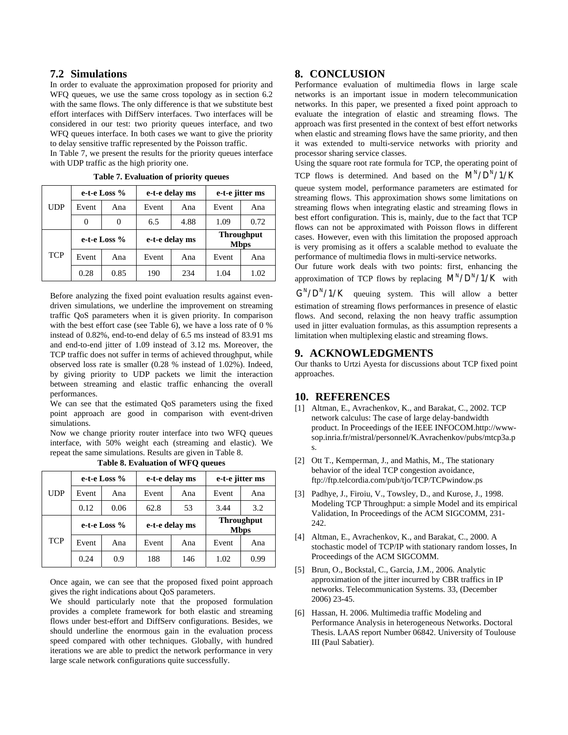### 7.2 Simulations

In order to evaluate the approximation proposed for priority and WFQ queues, we use the same cross topology as in section 6.2 with the same flows. The only difference is that we substitute best effort interfaces with DiffServ interfaces. Two interfaces will be considered in our test: two priority queues interface, and two WFQ queues interface. In both cases we want to give the priority to delay sensitive traffic represented by the Poisson traffic.

In Table 7, we present the results for the priority queues interface with UDP traffic as the high priority one.

**Table 7. Evaluation of priority queues**

| | e-t-e Loss % | | e-t-e delay ms | | e-t-e jitter ms | |
|---|---|---|---|---|---|---|
| UDP | Event | Ana | Event | Ana | Event | Ana |
| | 0 | 0 | 6.5 | 4.88 | 1.09 | 0.72 |
| | **e-t-e Loss %** | | **e-t-e delay ms** | | **Throughput Mbps** | |
| TCP | Event | Ana | Event | Ana | Event | Ana |
| | 0.28 | 0.85 | 190 | 234 | 1.04 | 1.02 |

Before analyzing the fixed point evaluation results against even-driven simulations, we underline the improvement on streaming traffic QoS parameters when it is given priority. In comparison with the best effort case (see Table 6), we have a loss rate of 0 % instead of 0.82%, end-to-end delay of 6.5 ms instead of 83.91 ms and end-to-end jitter of 1.09 instead of 3.12 ms. Moreover, the TCP traffic does not suffer in terms of achieved throughput, while observed loss rate is smaller (0.28 % instead of 1.02%). Indeed, by giving priority to UDP packets we limit the interaction between streaming and elastic traffic enhancing the overall performances.

We can see that the estimated QoS parameters using the fixed point approach are good in comparison with event-driven simulations.

Now we change priority router interface into two WFQ queues interface, with 50% weight each (streaming and elastic). We repeat the same simulations. Results are given in Table 8.

**Table 8. Evaluation of WFQ queues**

| | e-t-e Loss % | | e-t-e delay ms | | e-t-e jitter ms | |
|---|---|---|---|---|---|---|
| UDP | Event | Ana | Event | Ana | Event | Ana |
| | 0.12 | 0.06 | 62.8 | 53 | 3.44 | 3.2 |
| | **e-t-e Loss %** | | **e-t-e delay ms** | | **Throughput Mbps** | |
| TCP | Event | Ana | Event | Ana | Event | Ana |
| | 0.24 | 0.9 | 188 | 146 | 1.02 | 0.99 |

Once again, we can see that the proposed fixed point approach gives the right indications about QoS parameters.

We should particularly note that the proposed formulation provides a complete framework for both elastic and streaming flows under best-effort and DiffServ configurations. Besides, we should underline the enormous gain in the evaluation process speed compared with other techniques. Globally, with hundred iterations we are able to predict the network performance in very large scale network configurations quite successfully.

## 8. CONCLUSION

Performance evaluation of multimedia flows in large scale networks is an important issue in modern telecommunication networks. In this paper, we presented a fixed point approach to evaluate the integration of elastic and streaming flows. The approach was first presented in the context of best effort networks when elastic and streaming flows have the same priority, and then it was extended to multi-service networks with priority and processor sharing service classes.

Using the square root rate formula for TCP, the operating point of TCP flows is determined. And based on the $M^N/D^N/1/K$ queue system model, performance parameters are estimated for streaming flows. This approximation shows some limitations on streaming flows when integrating elastic and streaming flows in best effort configuration. This is, mainly, due to the fact that TCP flows can not be approximated with Poisson flows in different cases. However, even with this limitation the proposed approach is very promising as it offers a scalable method to evaluate the performance of multimedia flows in multi-service networks.

Our future work deals with two points: first, enhancing the approximation of TCP flows by replacing $M^N/D^N/1/K$ with $G^N/D^N/1/K$ queuing system. This will allow a better estimation of streaming flows performances in presence of elastic flows. And second, relaxing the non heavy traffic assumption used in jitter evaluation formulas, as this assumption represents a limitation when multiplexing elastic and streaming flows.

## 9. ACKNOWLEDGMENTS

Our thanks to Urtzi Ayesta for discussions about TCP fixed point approaches.

## 10. REFERENCES

[1] Altman, E., Avrachenkov, K., and Barakat, C., 2002. TCP network calculus: The case of large delay-bandwidth product. In Proceedings of the IEEE INFOCOM.http://www-sop.inria.fr/mistral/personnel/K.Avrachenkov/pubs/mtcp3a.ps.

[2] Ott T., Kemperman, J., and Mathis, M., The stationary behavior of the ideal TCP congestion avoidance, ftp://ftp.telcordia.com/pub/tjo/TCP/TCPwindow.ps

[3] Padhye, J., Firoiu, V., Towsley, D., and Kurose, J., 1998. Modeling TCP Throughput: a simple Model and its empirical Validation, In Proceedings of the ACM SIGCOMM, 231-242.

[4] Altman, E., Avrachenkov, K., and Barakat, C., 2000. A stochastic model of TCP/IP with stationary random losses, In Proceedings of the ACM SIGCOMM.

[5] Brun, O., Bockstal, C., Garcia, J.M., 2006. Analytic approximation of the jitter incurred by CBR traffics in IP networks. Telecommunication Systems. 33, (December 2006) 23-45.

[6] Hassan, H. 2006. Multimedia traffic Modeling and Performance Analysis in heterogeneous Networks. Doctoral Thesis. LAAS report Number 06842. University of Toulouse III (Paul Sabatier).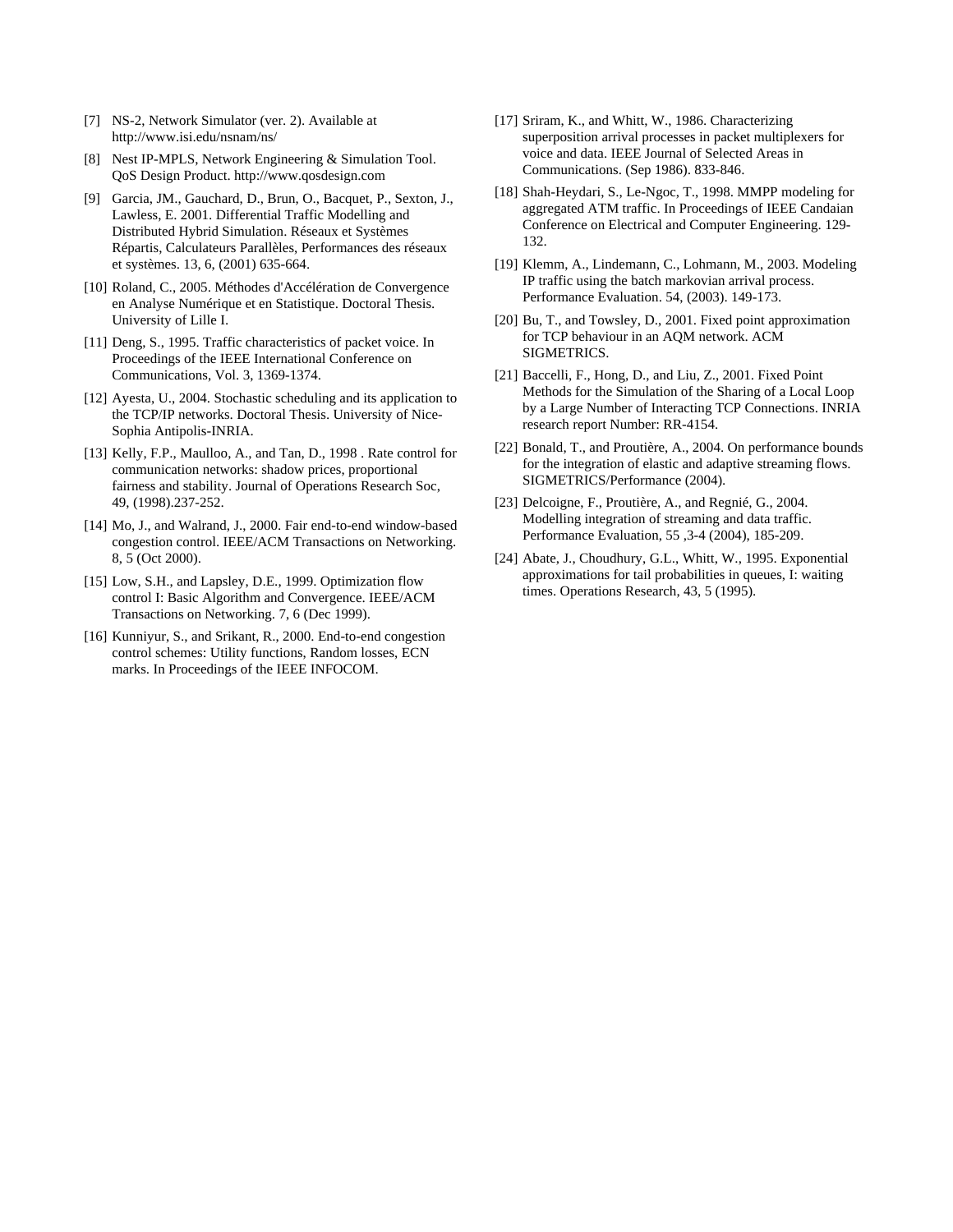[7] NS-2, Network Simulator (ver. 2). Available at http://www.isi.edu/nsnam/ns/

[8] Nest IP-MPLS, Network Engineering & Simulation Tool. QoS Design Product. http://www.qosdesign.com

[9] Garcia, JM., Gauchard, D., Brun, O., Bacquet, P., Sexton, J., Lawless, E. 2001. Differential Traffic Modelling and Distributed Hybrid Simulation. Réseaux et Systèmes Répartis, Calculateurs Parallèles, Performances des réseaux et systèmes. 13, 6, (2001) 635-664.

[10] Roland, C., 2005. Méthodes d'Accélération de Convergence en Analyse Numérique et en Statistique. Doctoral Thesis. University of Lille I.

[11] Deng, S., 1995. Traffic characteristics of packet voice. In Proceedings of the IEEE International Conference on Communications, Vol. 3, 1369-1374.

[12] Ayesta, U., 2004. Stochastic scheduling and its application to the TCP/IP networks. Doctoral Thesis. University of Nice-Sophia Antipolis-INRIA.

[13] Kelly, F.P., Maulloo, A., and Tan, D., 1998 . Rate control for communication networks: shadow prices, proportional fairness and stability. Journal of Operations Research Soc, 49, (1998).237-252.

[14] Mo, J., and Walrand, J., 2000. Fair end-to-end window-based congestion control. IEEE/ACM Transactions on Networking. 8, 5 (Oct 2000).

[15] Low, S.H., and Lapsley, D.E., 1999. Optimization flow control I: Basic Algorithm and Convergence. IEEE/ACM Transactions on Networking. 7, 6 (Dec 1999).

[16] Kunniyur, S., and Srikant, R., 2000. End-to-end congestion control schemes: Utility functions, Random losses, ECN marks. In Proceedings of the IEEE INFOCOM.

[17] Sriram, K., and Whitt, W., 1986. Characterizing superposition arrival processes in packet multiplexers for voice and data. IEEE Journal of Selected Areas in Communications. (Sep 1986). 833-846.

[18] Shah-Heydari, S., Le-Ngoc, T., 1998. MMPP modeling for aggregated ATM traffic. In Proceedings of IEEE Candaian Conference on Electrical and Computer Engineering. 129-132.

[19] Klemm, A., Lindemann, C., Lohmann, M., 2003. Modeling IP traffic using the batch markovian arrival process. Performance Evaluation. 54, (2003). 149-173.

[20] Bu, T., and Towsley, D., 2001. Fixed point approximation for TCP behaviour in an AQM network. ACM SIGMETRICS.

[21] Baccelli, F., Hong, D., and Liu, Z., 2001. Fixed Point Methods for the Simulation of the Sharing of a Local Loop by a Large Number of Interacting TCP Connections. INRIA research report Number: RR-4154.

[22] Bonald, T., and Proutière, A., 2004. On performance bounds for the integration of elastic and adaptive streaming flows. SIGMETRICS/Performance (2004).

[23] Delcoigne, F., Proutière, A., and Regnié, G., 2004. Modelling integration of streaming and data traffic. Performance Evaluation, 55 ,3-4 (2004), 185-209.

[24] Abate, J., Choudhury, G.L., Whitt, W., 1995. Exponential approximations for tail probabilities in queues, I: waiting times. Operations Research, 43, 5 (1995).